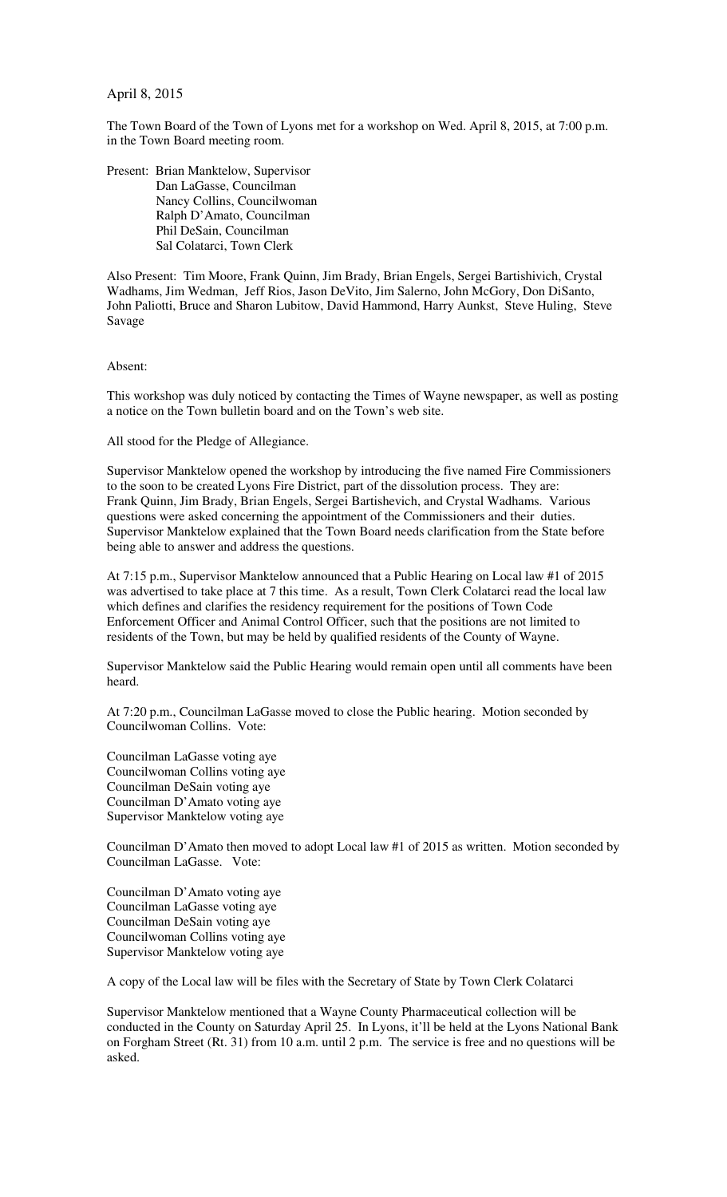April 8, 2015

The Town Board of the Town of Lyons met for a workshop on Wed. April 8, 2015, at 7:00 p.m. in the Town Board meeting room.

Present: Brian Manktelow, Supervisor
Dan LaGasse, Councilman
Nancy Collins, Councilwoman
Ralph D'Amato, Councilman
Phil DeSain, Councilman
Sal Colatarci, Town Clerk

Also Present: Tim Moore, Frank Quinn, Jim Brady, Brian Engels, Sergei Bartishivich, Crystal Wadhams, Jim Wedman, Jeff Rios, Jason DeVito, Jim Salerno, John McGory, Don DiSanto, John Paliotti, Bruce and Sharon Lubitow, David Hammond, Harry Aunkst, Steve Huling, Steve Savage

Absent:

This workshop was duly noticed by contacting the Times of Wayne newspaper, as well as posting a notice on the Town bulletin board and on the Town's web site.

All stood for the Pledge of Allegiance.

Supervisor Manktelow opened the workshop by introducing the five named Fire Commissioners to the soon to be created Lyons Fire District, part of the dissolution process. They are: Frank Quinn, Jim Brady, Brian Engels, Sergei Bartishevich, and Crystal Wadhams. Various questions were asked concerning the appointment of the Commissioners and their duties. Supervisor Manktelow explained that the Town Board needs clarification from the State before being able to answer and address the questions.

At 7:15 p.m., Supervisor Manktelow announced that a Public Hearing on Local law #1 of 2015 was advertised to take place at 7 this time. As a result, Town Clerk Colatarci read the local law which defines and clarifies the residency requirement for the positions of Town Code Enforcement Officer and Animal Control Officer, such that the positions are not limited to residents of the Town, but may be held by qualified residents of the County of Wayne.

Supervisor Manktelow said the Public Hearing would remain open until all comments have been heard.

At 7:20 p.m., Councilman LaGasse moved to close the Public hearing. Motion seconded by Councilwoman Collins. Vote:

Councilman LaGasse voting aye
Councilwoman Collins voting aye
Councilman DeSain voting aye
Councilman D'Amato voting aye
Supervisor Manktelow voting aye

Councilman D'Amato then moved to adopt Local law #1 of 2015 as written. Motion seconded by Councilman LaGasse. Vote:

Councilman D'Amato voting aye
Councilman LaGasse voting aye
Councilman DeSain voting aye
Councilwoman Collins voting aye
Supervisor Manktelow voting aye

A copy of the Local law will be files with the Secretary of State by Town Clerk Colatarci

Supervisor Manktelow mentioned that a Wayne County Pharmaceutical collection will be conducted in the County on Saturday April 25. In Lyons, it'll be held at the Lyons National Bank on Forgham Street (Rt. 31) from 10 a.m. until 2 p.m. The service is free and no questions will be asked.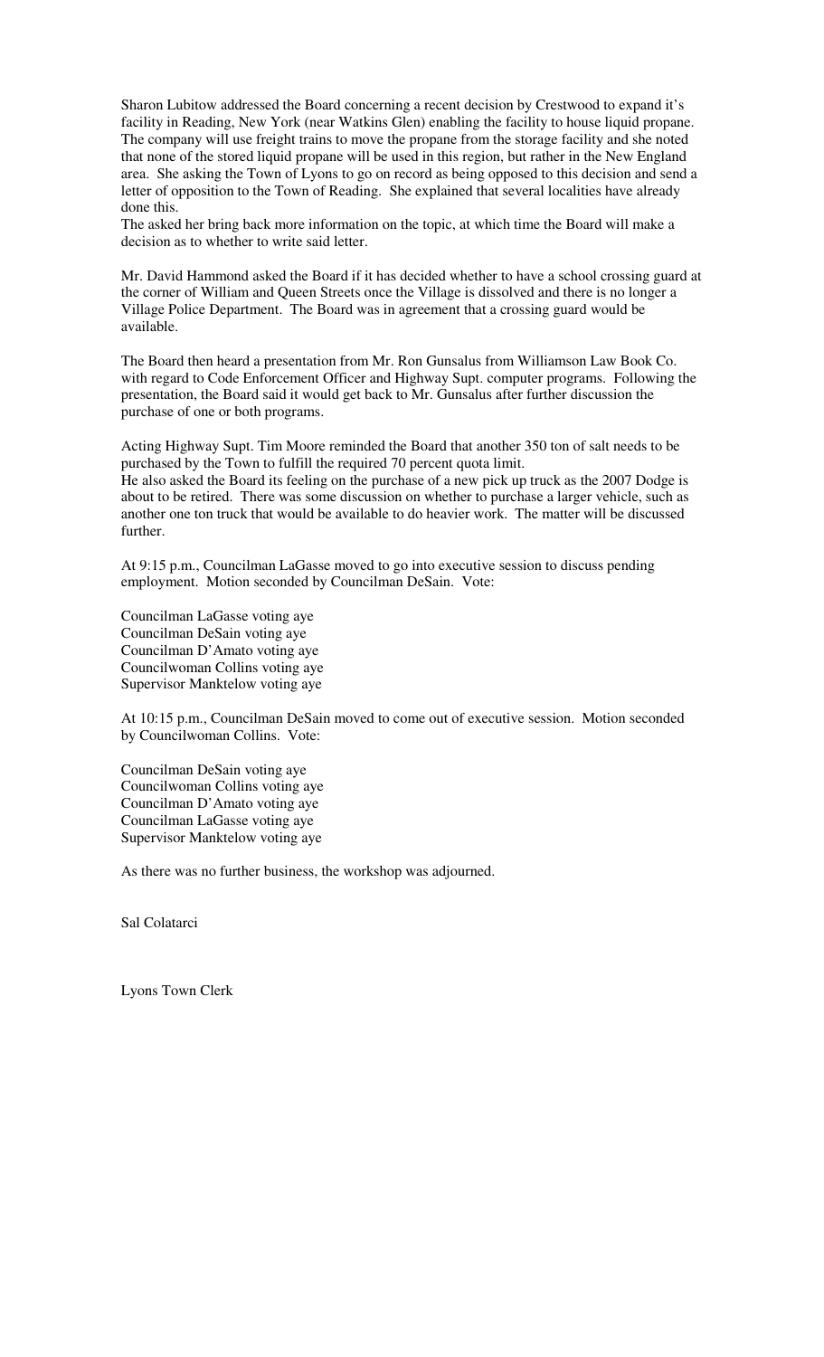Sharon Lubitow addressed the Board concerning a recent decision by Crestwood to expand it's facility in Reading, New York (near Watkins Glen) enabling the facility to house liquid propane. The company will use freight trains to move the propane from the storage facility and she noted that none of the stored liquid propane will be used in this region, but rather in the New England area. She asking the Town of Lyons to go on record as being opposed to this decision and send a letter of opposition to the Town of Reading. She explained that several localities have already done this.

The asked her bring back more information on the topic, at which time the Board will make a decision as to whether to write said letter.

Mr. David Hammond asked the Board if it has decided whether to have a school crossing guard at the corner of William and Queen Streets once the Village is dissolved and there is no longer a Village Police Department. The Board was in agreement that a crossing guard would be available.

The Board then heard a presentation from Mr. Ron Gunsalus from Williamson Law Book Co. with regard to Code Enforcement Officer and Highway Supt. computer programs. Following the presentation, the Board said it would get back to Mr. Gunsalus after further discussion the purchase of one or both programs.

Acting Highway Supt. Tim Moore reminded the Board that another 350 ton of salt needs to be purchased by the Town to fulfill the required 70 percent quota limit.

He also asked the Board its feeling on the purchase of a new pick up truck as the 2007 Dodge is about to be retired. There was some discussion on whether to purchase a larger vehicle, such as another one ton truck that would be available to do heavier work. The matter will be discussed further.

At 9:15 p.m., Councilman LaGasse moved to go into executive session to discuss pending employment. Motion seconded by Councilman DeSain. Vote:

Councilman LaGasse voting aye
Councilman DeSain voting aye
Councilman D'Amato voting aye
Councilwoman Collins voting aye
Supervisor Manktelow voting aye

At 10:15 p.m., Councilman DeSain moved to come out of executive session. Motion seconded by Councilwoman Collins. Vote:

Councilman DeSain voting aye
Councilwoman Collins voting aye
Councilman D'Amato voting aye
Councilman LaGasse voting aye
Supervisor Manktelow voting aye

As there was no further business, the workshop was adjourned.

Sal Colatarci

Lyons Town Clerk